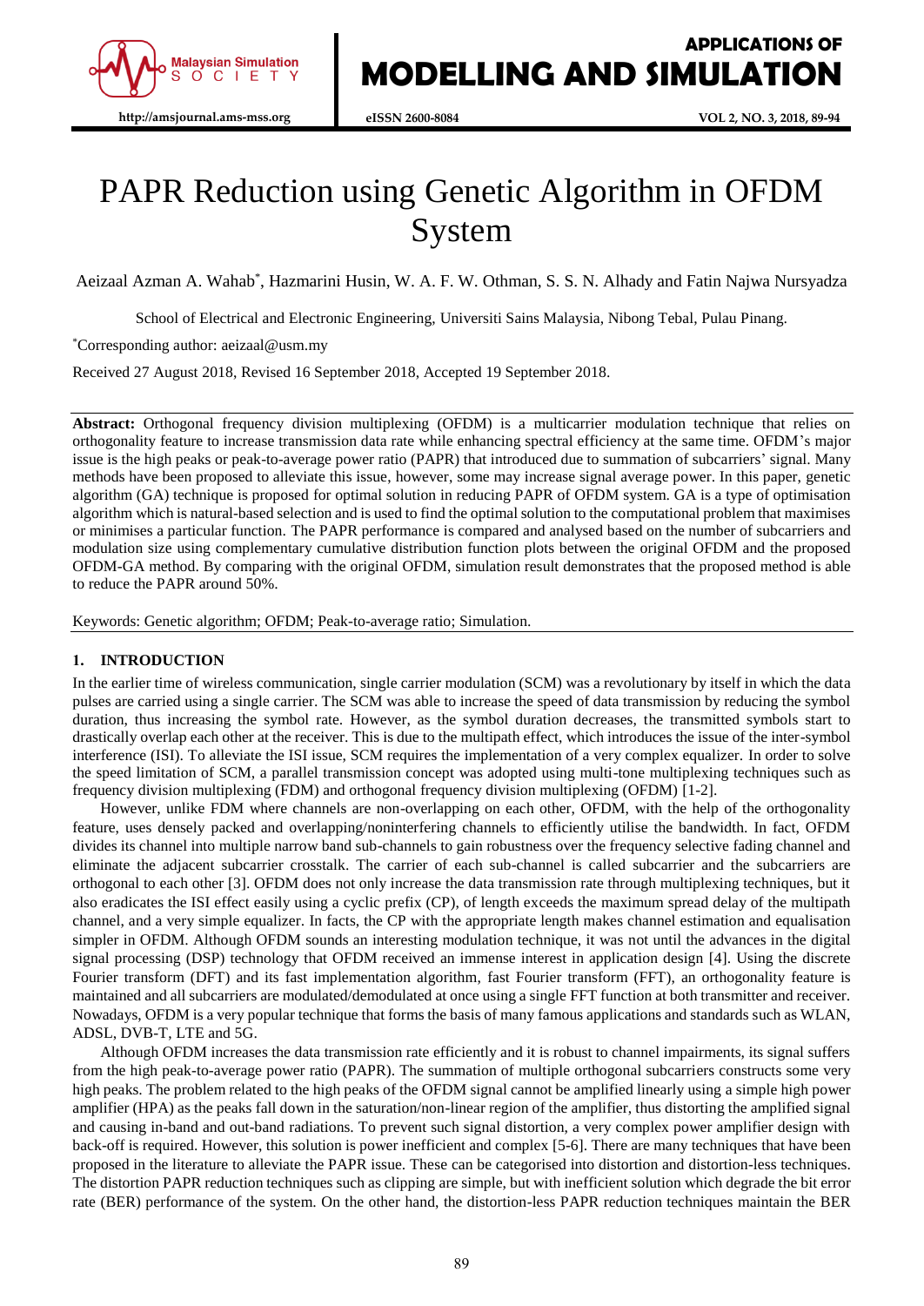# PAPR Reduction using Genetic Algorithm in OFDM System

Aeizaal Azman A. Wahab*, Hazmarini Husin, W. A. F. W. Othman, S. S. N. Alhady and Fatin Najwa Nursyadza

School of Electrical and Electronic Engineering, Universiti Sains Malaysia, Nibong Tebal, Pulau Pinang.

*Corresponding author: aeizaal@usm.my

Received 27 August 2018, Revised 16 September 2018, Accepted 19 September 2018.

**Abstract:** Orthogonal frequency division multiplexing (OFDM) is a multicarrier modulation technique that relies on orthogonality feature to increase transmission data rate while enhancing spectral efficiency at the same time. OFDM's major issue is the high peaks or peak-to-average power ratio (PAPR) that introduced due to summation of subcarriers' signal. Many methods have been proposed to alleviate this issue, however, some may increase signal average power. In this paper, genetic algorithm (GA) technique is proposed for optimal solution in reducing PAPR of OFDM system. GA is a type of optimisation algorithm which is natural-based selection and is used to find the optimal solution to the computational problem that maximises or minimises a particular function. The PAPR performance is compared and analysed based on the number of subcarriers and modulation size using complementary cumulative distribution function plots between the original OFDM and the proposed OFDM-GA method. By comparing with the original OFDM, simulation result demonstrates that the proposed method is able to reduce the PAPR around 50%.

Keywords: Genetic algorithm; OFDM; Peak-to-average ratio; Simulation.

## 1. INTRODUCTION

In the earlier time of wireless communication, single carrier modulation (SCM) was a revolutionary by itself in which the data pulses are carried using a single carrier. The SCM was able to increase the speed of data transmission by reducing the symbol duration, thus increasing the symbol rate. However, as the symbol duration decreases, the transmitted symbols start to drastically overlap each other at the receiver. This is due to the multipath effect, which introduces the issue of the inter-symbol interference (ISI). To alleviate the ISI issue, SCM requires the implementation of a very complex equalizer. In order to solve the speed limitation of SCM, a parallel transmission concept was adopted using multi-tone multiplexing techniques such as frequency division multiplexing (FDM) and orthogonal frequency division multiplexing (OFDM) [1-2].

However, unlike FDM where channels are non-overlapping on each other, OFDM, with the help of the orthogonality feature, uses densely packed and overlapping/noninterfering channels to efficiently utilise the bandwidth. In fact, OFDM divides its channel into multiple narrow band sub-channels to gain robustness over the frequency selective fading channel and eliminate the adjacent subcarrier crosstalk. The carrier of each sub-channel is called subcarrier and the subcarriers are orthogonal to each other [3]. OFDM does not only increase the data transmission rate through multiplexing techniques, but it also eradicates the ISI effect easily using a cyclic prefix (CP), of length exceeds the maximum spread delay of the multipath channel, and a very simple equalizer. In facts, the CP with the appropriate length makes channel estimation and equalisation simpler in OFDM. Although OFDM sounds an interesting modulation technique, it was not until the advances in the digital signal processing (DSP) technology that OFDM received an immense interest in application design [4]. Using the discrete Fourier transform (DFT) and its fast implementation algorithm, fast Fourier transform (FFT), an orthogonality feature is maintained and all subcarriers are modulated/demodulated at once using a single FFT function at both transmitter and receiver. Nowadays, OFDM is a very popular technique that forms the basis of many famous applications and standards such as WLAN, ADSL, DVB-T, LTE and 5G.

Although OFDM increases the data transmission rate efficiently and it is robust to channel impairments, its signal suffers from the high peak-to-average power ratio (PAPR). The summation of multiple orthogonal subcarriers constructs some very high peaks. The problem related to the high peaks of the OFDM signal cannot be amplified linearly using a simple high power amplifier (HPA) as the peaks fall down in the saturation/non-linear region of the amplifier, thus distorting the amplified signal and causing in-band and out-band radiations. To prevent such signal distortion, a very complex power amplifier design with back-off is required. However, this solution is power inefficient and complex [5-6]. There are many techniques that have been proposed in the literature to alleviate the PAPR issue. These can be categorised into distortion and distortion-less techniques. The distortion PAPR reduction techniques such as clipping are simple, but with inefficient solution which degrade the bit error rate (BER) performance of the system. On the other hand, the distortion-less PAPR reduction techniques maintain the BER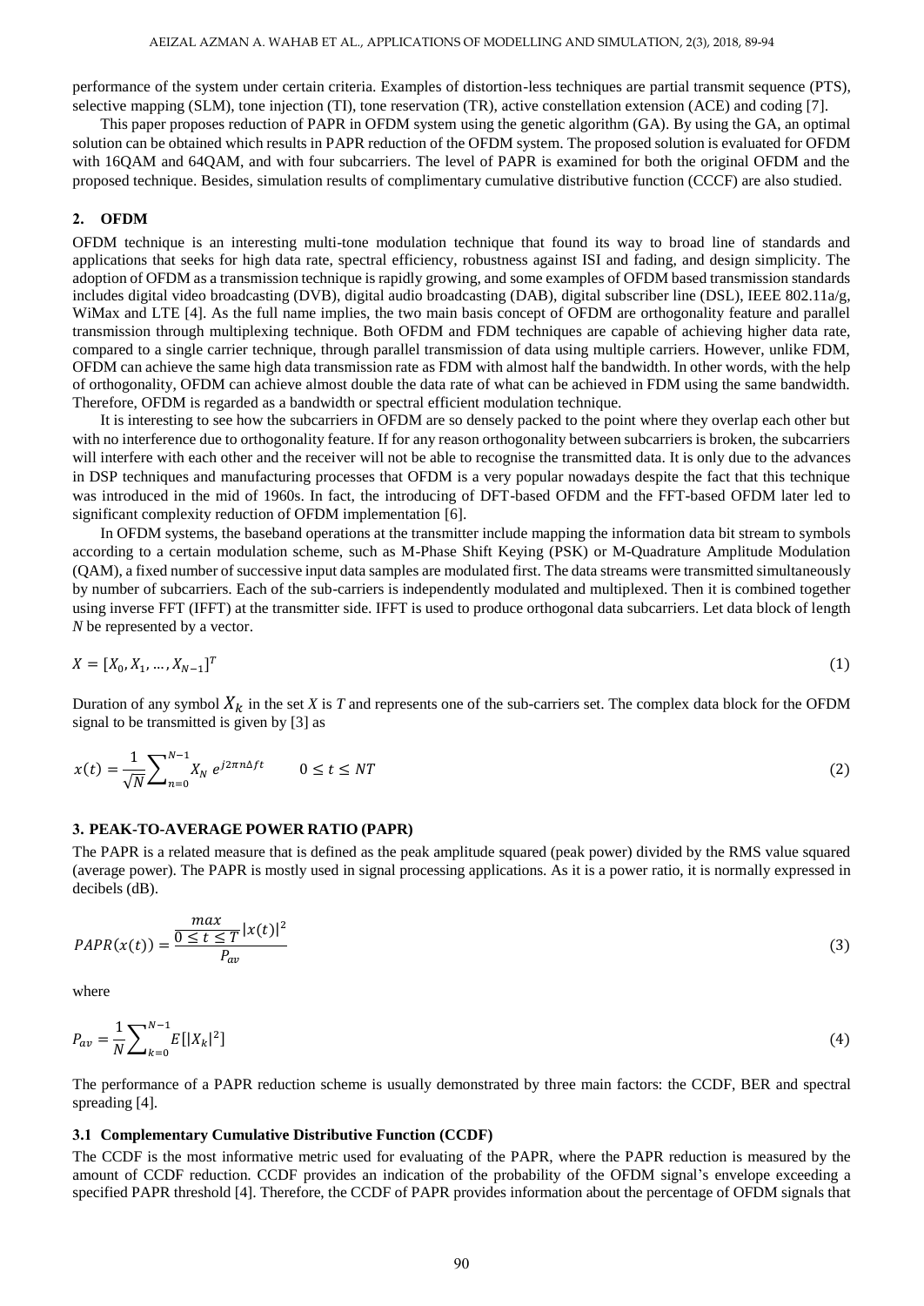performance of the system under certain criteria. Examples of distortion-less techniques are partial transmit sequence (PTS), selective mapping (SLM), tone injection (TI), tone reservation (TR), active constellation extension (ACE) and coding [7].

This paper proposes reduction of PAPR in OFDM system using the genetic algorithm (GA). By using the GA, an optimal solution can be obtained which results in PAPR reduction of the OFDM system. The proposed solution is evaluated for OFDM with 16QAM and 64QAM, and with four subcarriers. The level of PAPR is examined for both the original OFDM and the proposed technique. Besides, simulation results of complimentary cumulative distributive function (CCCF) are also studied.

## 2. OFDM

OFDM technique is an interesting multi-tone modulation technique that found its way to broad line of standards and applications that seeks for high data rate, spectral efficiency, robustness against ISI and fading, and design simplicity. The adoption of OFDM as a transmission technique is rapidly growing, and some examples of OFDM based transmission standards includes digital video broadcasting (DVB), digital audio broadcasting (DAB), digital subscriber line (DSL), IEEE 802.11a/g, WiMax and LTE [4]. As the full name implies, the two main basis concept of OFDM are orthogonality feature and parallel transmission through multiplexing technique. Both OFDM and FDM techniques are capable of achieving higher data rate, compared to a single carrier technique, through parallel transmission of data using multiple carriers. However, unlike FDM, OFDM can achieve the same high data transmission rate as FDM with almost half the bandwidth. In other words, with the help of orthogonality, OFDM can achieve almost double the data rate of what can be achieved in FDM using the same bandwidth. Therefore, OFDM is regarded as a bandwidth or spectral efficient modulation technique.

It is interesting to see how the subcarriers in OFDM are so densely packed to the point where they overlap each other but with no interference due to orthogonality feature. If for any reason orthogonality between subcarriers is broken, the subcarriers will interfere with each other and the receiver will not be able to recognise the transmitted data. It is only due to the advances in DSP techniques and manufacturing processes that OFDM is a very popular nowadays despite the fact that this technique was introduced in the mid of 1960s. In fact, the introducing of DFT-based OFDM and the FFT-based OFDM later led to significant complexity reduction of OFDM implementation [6].

In OFDM systems, the baseband operations at the transmitter include mapping the information data bit stream to symbols according to a certain modulation scheme, such as M-Phase Shift Keying (PSK) or M-Quadrature Amplitude Modulation (QAM), a fixed number of successive input data samples are modulated first. The data streams were transmitted simultaneously by number of subcarriers. Each of the sub-carriers is independently modulated and multiplexed. Then it is combined together using inverse FFT (IFFT) at the transmitter side. IFFT is used to produce orthogonal data subcarriers. Let data block of length *N* be represented by a vector.

$$X = [X_0, X_1, \ldots, X_{N-1}]^T \tag{1}$$

Duration of any symbol $X_k$ in the set *X* is *T* and represents one of the sub-carriers set. The complex data block for the OFDM signal to be transmitted is given by [3] as

$$x(t) = \frac{1}{\sqrt{N}} \sum_{n=0}^{N-1} X_N \, e^{j2\pi n \Delta f t} \qquad 0 \le t \le NT \tag{2}$$

## 3. PEAK-TO-AVERAGE POWER RATIO (PAPR)

The PAPR is a related measure that is defined as the peak amplitude squared (peak power) divided by the RMS value squared (average power). The PAPR is mostly used in signal processing applications. As it is a power ratio, it is normally expressed in decibels (dB).

$$PAPR(x(t)) = \frac{\underset{0 \le t \le T}{max} |x(t)|^2}{P_{av}} \tag{3}$$

where

$$P_{av} = \frac{1}{N} \sum_{k=0}^{N-1} E[|X_k|^2] \tag{4}$$

The performance of a PAPR reduction scheme is usually demonstrated by three main factors: the CCDF, BER and spectral spreading [4].

### 3.1 Complementary Cumulative Distributive Function (CCDF)

The CCDF is the most informative metric used for evaluating of the PAPR, where the PAPR reduction is measured by the amount of CCDF reduction. CCDF provides an indication of the probability of the OFDM signal's envelope exceeding a specified PAPR threshold [4]. Therefore, the CCDF of PAPR provides information about the percentage of OFDM signals that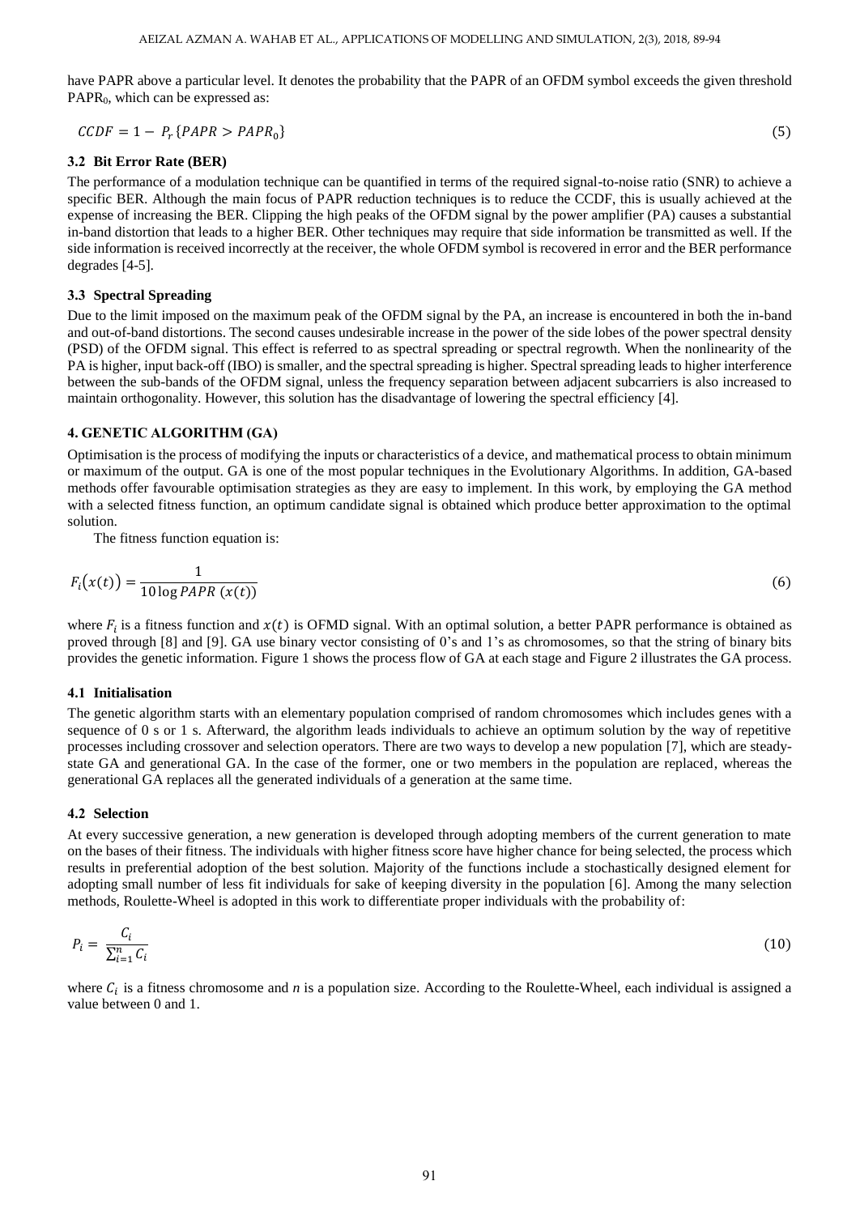have PAPR above a particular level. It denotes the probability that the PAPR of an OFDM symbol exceeds the given threshold $PAPR_0$, which can be expressed as:

$$CCDF = 1 - P_r\{PAPR > PAPR_0\} \tag{5}$$

### 3.2 Bit Error Rate (BER)

The performance of a modulation technique can be quantified in terms of the required signal-to-noise ratio (SNR) to achieve a specific BER. Although the main focus of PAPR reduction techniques is to reduce the CCDF, this is usually achieved at the expense of increasing the BER. Clipping the high peaks of the OFDM signal by the power amplifier (PA) causes a substantial in-band distortion that leads to a higher BER. Other techniques may require that side information be transmitted as well. If the side information is received incorrectly at the receiver, the whole OFDM symbol is recovered in error and the BER performance degrades [4-5].

### 3.3 Spectral Spreading

Due to the limit imposed on the maximum peak of the OFDM signal by the PA, an increase is encountered in both the in-band and out-of-band distortions. The second causes undesirable increase in the power of the side lobes of the power spectral density (PSD) of the OFDM signal. This effect is referred to as spectral spreading or spectral regrowth. When the nonlinearity of the PA is higher, input back-off (IBO) is smaller, and the spectral spreading is higher. Spectral spreading leads to higher interference between the sub-bands of the OFDM signal, unless the frequency separation between adjacent subcarriers is also increased to maintain orthogonality. However, this solution has the disadvantage of lowering the spectral efficiency [4].

## 4. GENETIC ALGORITHM (GA)

Optimisation is the process of modifying the inputs or characteristics of a device, and mathematical process to obtain minimum or maximum of the output. GA is one of the most popular techniques in the Evolutionary Algorithms. In addition, GA-based methods offer favourable optimisation strategies as they are easy to implement. In this work, by employing the GA method with a selected fitness function, an optimum candidate signal is obtained which produce better approximation to the optimal solution.

The fitness function equation is:

$$F_i\big(x(t)\big) = \frac{1}{10\log PAPR\ (x(t))} \tag{6}$$

where $F_i$ is a fitness function and $x(t)$ is OFMD signal. With an optimal solution, a better PAPR performance is obtained as proved through [8] and [9]. GA use binary vector consisting of 0's and 1's as chromosomes, so that the string of binary bits provides the genetic information. Figure 1 shows the process flow of GA at each stage and Figure 2 illustrates the GA process.

### 4.1 Initialisation

The genetic algorithm starts with an elementary population comprised of random chromosomes which includes genes with a sequence of 0 s or 1 s. Afterward, the algorithm leads individuals to achieve an optimum solution by the way of repetitive processes including crossover and selection operators. There are two ways to develop a new population [7], which are steady-state GA and generational GA. In the case of the former, one or two members in the population are replaced, whereas the generational GA replaces all the generated individuals of a generation at the same time.

### 4.2 Selection

At every successive generation, a new generation is developed through adopting members of the current generation to mate on the bases of their fitness. The individuals with higher fitness score have higher chance for being selected, the process which results in preferential adoption of the best solution. Majority of the functions include a stochastically designed element for adopting small number of less fit individuals for sake of keeping diversity in the population [6]. Among the many selection methods, Roulette-Wheel is adopted in this work to differentiate proper individuals with the probability of:

$$P_i = \frac{C_i}{\sum_{i=1}^{n} C_i} \tag{10}$$

where $C_i$ is a fitness chromosome and $n$ is a population size. According to the Roulette-Wheel, each individual is assigned a value between 0 and 1.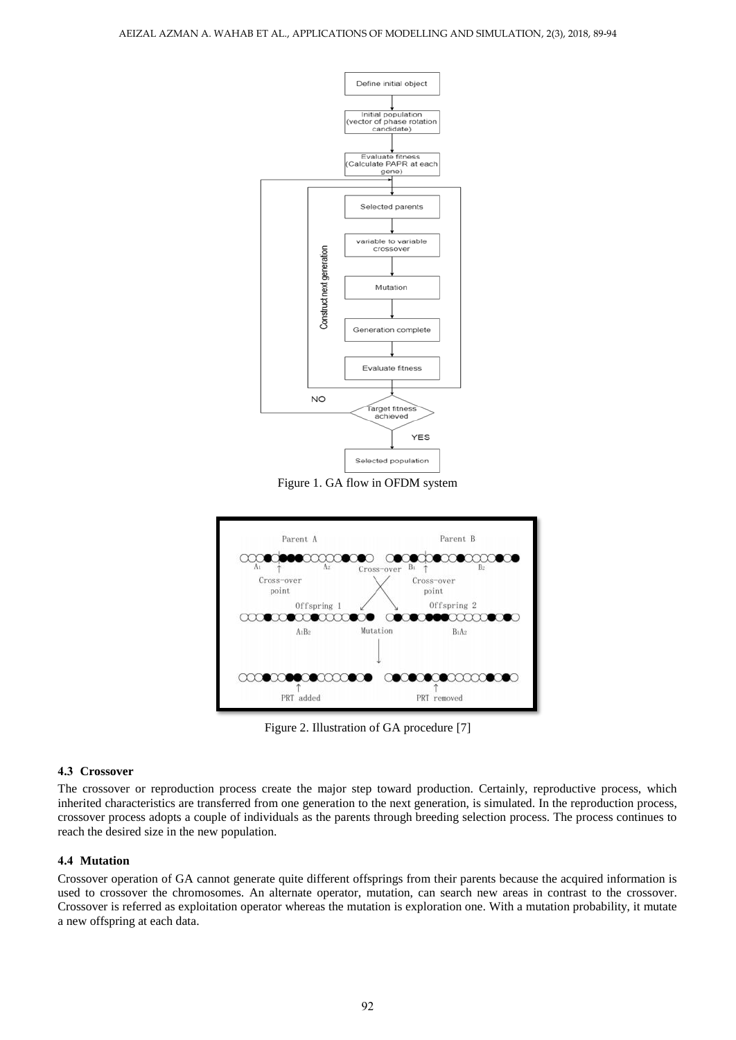Figure 1. GA flow in OFDM system

Figure 2. Illustration of GA procedure [7]

### 4.3 Crossover

The crossover or reproduction process create the major step toward production. Certainly, reproductive process, which inherited characteristics are transferred from one generation to the next generation, is simulated. In the reproduction process, crossover process adopts a couple of individuals as the parents through breeding selection process. The process continues to reach the desired size in the new population.

### 4.4 Mutation

Crossover operation of GA cannot generate quite different offsprings from their parents because the acquired information is used to crossover the chromosomes. An alternate operator, mutation, can search new areas in contrast to the crossover. Crossover is referred as exploitation operator whereas the mutation is exploration one. With a mutation probability, it mutate a new offspring at each data.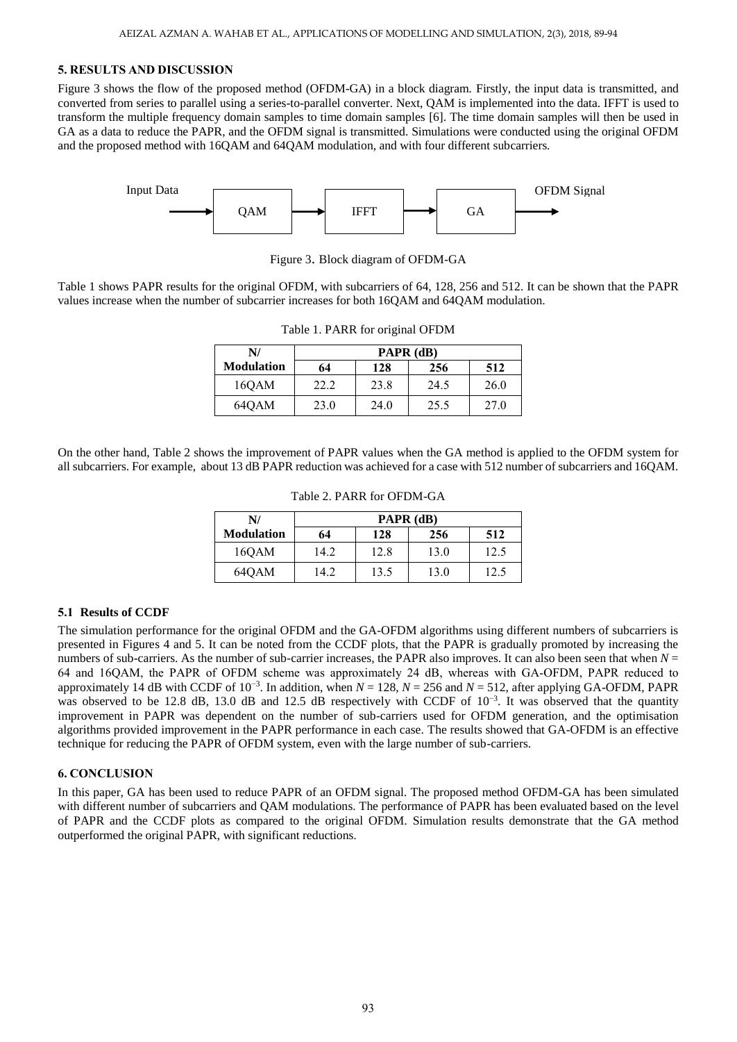## 5. RESULTS AND DISCUSSION

Figure 3 shows the flow of the proposed method (OFDM-GA) in a block diagram. Firstly, the input data is transmitted, and converted from series to parallel using a series-to-parallel converter. Next, QAM is implemented into the data. IFFT is used to transform the multiple frequency domain samples to time domain samples [6]. The time domain samples will then be used in GA as a data to reduce the PAPR, and the OFDM signal is transmitted. Simulations were conducted using the original OFDM and the proposed method with 16QAM and 64QAM modulation, and with four different subcarriers.

Input Data → QAM → IFFT → GA → OFDM Signal

Figure 3. Block diagram of OFDM-GA

Table 1 shows PAPR results for the original OFDM, with subcarriers of 64, 128, 256 and 512. It can be shown that the PAPR values increase when the number of subcarrier increases for both 16QAM and 64QAM modulation.

Table 1. PARR for original OFDM

| N/ Modulation | PAPR (dB) | | | |
|---|---|---|---|---|
| | **64** | **128** | **256** | **512** |
| 16QAM | 22.2 | 23.8 | 24.5 | 26.0 |
| 64QAM | 23.0 | 24.0 | 25.5 | 27.0 |

On the other hand, Table 2 shows the improvement of PAPR values when the GA method is applied to the OFDM system for all subcarriers. For example, about 13 dB PAPR reduction was achieved for a case with 512 number of subcarriers and 16QAM.

Table 2. PARR for OFDM-GA

| N/ Modulation | PAPR (dB) | | | |
|---|---|---|---|---|
| | **64** | **128** | **256** | **512** |
| 16QAM | 14.2 | 12.8 | 13.0 | 12.5 |
| 64QAM | 14.2 | 13.5 | 13.0 | 12.5 |

### 5.1 Results of CCDF

The simulation performance for the original OFDM and the GA-OFDM algorithms using different numbers of subcarriers is presented in Figures 4 and 5. It can be noted from the CCDF plots, that the PAPR is gradually promoted by increasing the numbers of sub-carriers. As the number of sub-carrier increases, the PAPR also improves. It can also been seen that when $N$ = 64 and 16QAM, the PAPR of OFDM scheme was approximately 24 dB, whereas with GA-OFDM, PAPR reduced to approximately 14 dB with CCDF of $10^{-3}$. In addition, when $N$ = 128, $N$ = 256 and $N$ = 512, after applying GA-OFDM, PAPR was observed to be 12.8 dB, 13.0 dB and 12.5 dB respectively with CCDF of $10^{-3}$. It was observed that the quantity improvement in PAPR was dependent on the number of sub-carriers used for OFDM generation, and the optimisation algorithms provided improvement in the PAPR performance in each case. The results showed that GA-OFDM is an effective technique for reducing the PAPR of OFDM system, even with the large number of sub-carriers.

## 6. CONCLUSION

In this paper, GA has been used to reduce PAPR of an OFDM signal. The proposed method OFDM-GA has been simulated with different number of subcarriers and QAM modulations. The performance of PAPR has been evaluated based on the level of PAPR and the CCDF plots as compared to the original OFDM. Simulation results demonstrate that the GA method outperformed the original PAPR, with significant reductions.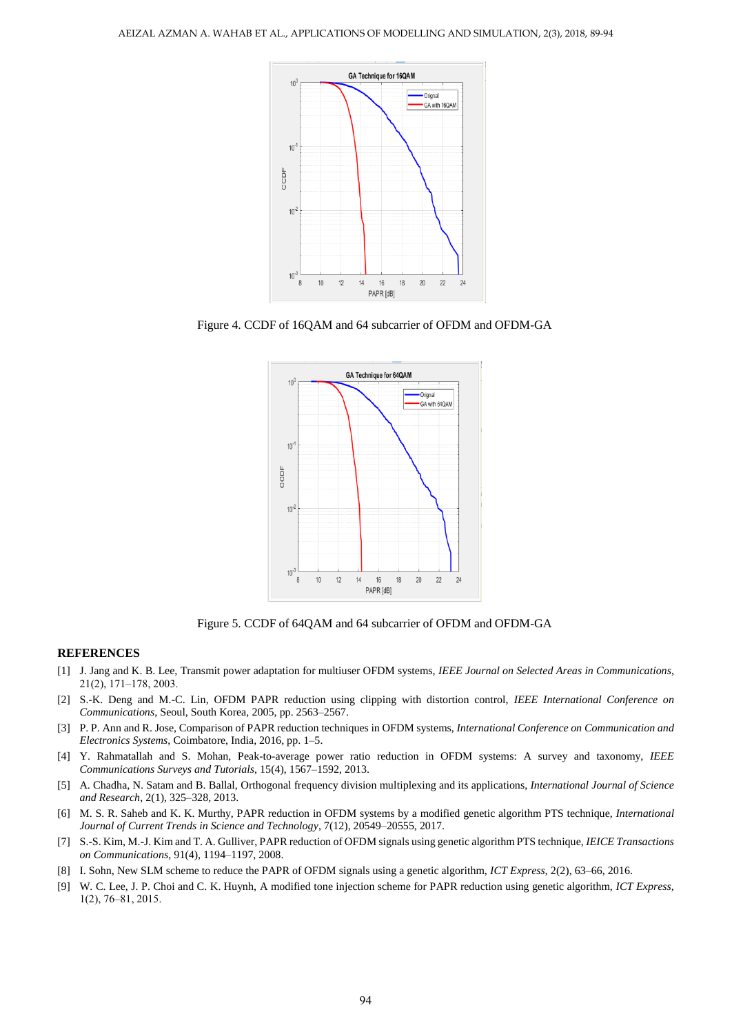GA Technique for 16QAM

$10^0$

$10^{-1}$

$10^{-2}$

$10^{-3}$

CCDF

8 10 12 14 16 18 20 22 24

PAPR [dB]

Orignal

GA with 16QAM

Figure 4. CCDF of 16QAM and 64 subcarrier of OFDM and OFDM-GA

GA Technique for 64QAM

$10^0$

$10^{-1}$

$10^{-2}$

$10^{-3}$

CCDF

8 10 12 14 16 18 20 22 24

PAPR [dB]

Orignal

GA with 64QAM

Figure 5. CCDF of 64QAM and 64 subcarrier of OFDM and OFDM-GA

## REFERENCES

[1] J. Jang and K. B. Lee, Transmit power adaptation for multiuser OFDM systems, *IEEE Journal on Selected Areas in Communications*, 21(2), 171–178, 2003.

[2] S.-K. Deng and M.-C. Lin, OFDM PAPR reduction using clipping with distortion control, *IEEE International Conference on Communications*, Seoul, South Korea, 2005, pp. 2563–2567.

[3] P. P. Ann and R. Jose, Comparison of PAPR reduction techniques in OFDM systems, *International Conference on Communication and Electronics Systems*, Coimbatore, India, 2016, pp. 1–5.

[4] Y. Rahmatallah and S. Mohan, Peak-to-average power ratio reduction in OFDM systems: A survey and taxonomy, *IEEE Communications Surveys and Tutorials*, 15(4), 1567–1592, 2013.

[5] A. Chadha, N. Satam and B. Ballal, Orthogonal frequency division multiplexing and its applications, *International Journal of Science and Research*, 2(1), 325–328, 2013.

[6] M. S. R. Saheb and K. K. Murthy, PAPR reduction in OFDM systems by a modified genetic algorithm PTS technique, *International Journal of Current Trends in Science and Technology*, 7(12), 20549–20555, 2017.

[7] S.-S. Kim, M.-J. Kim and T. A. Gulliver, PAPR reduction of OFDM signals using genetic algorithm PTS technique, *IEICE Transactions on Communications*, 91(4), 1194–1197, 2008.

[8] I. Sohn, New SLM scheme to reduce the PAPR of OFDM signals using a genetic algorithm, *ICT Express*, 2(2), 63–66, 2016.

[9] W. C. Lee, J. P. Choi and C. K. Huynh, A modified tone injection scheme for PAPR reduction using genetic algorithm, *ICT Express*, 1(2), 76–81, 2015.